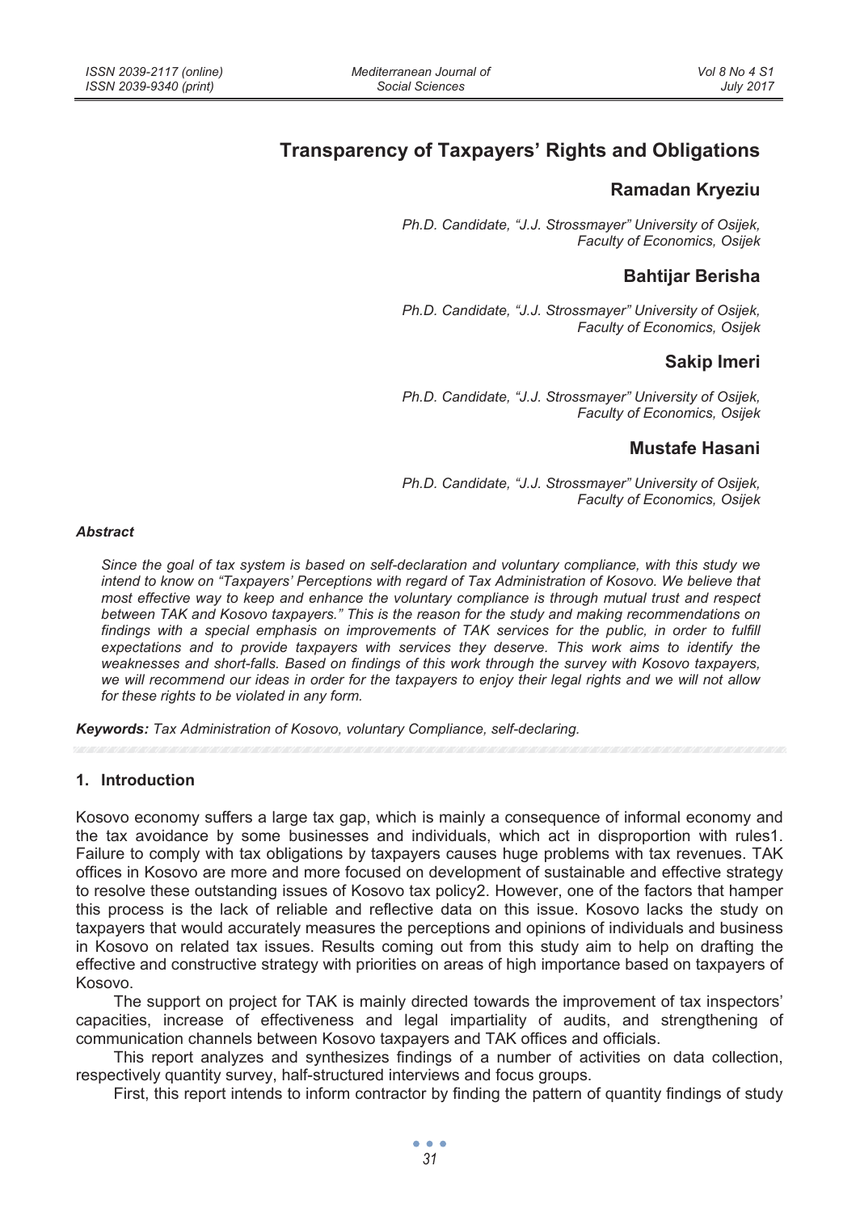# Transparency of Taxpayers' Rights and Obligations

**Ramadan Kryeziu**

*Ph.D. Candidate, "J.J. Strossmayer" University of Osijek, Faculty of Economics, Osijek*

**Bahtijar Berisha**

*Ph.D. Candidate, "J.J. Strossmayer" University of Osijek, Faculty of Economics, Osijek*

**Sakip Imeri**

*Ph.D. Candidate, "J.J. Strossmayer" University of Osijek, Faculty of Economics, Osijek*

**Mustafe Hasani**

*Ph.D. Candidate, "J.J. Strossmayer" University of Osijek, Faculty of Economics, Osijek*

***Abstract***

*Since the goal of tax system is based on self-declaration and voluntary compliance, with this study we intend to know on "Taxpayers' Perceptions with regard of Tax Administration of Kosovo. We believe that most effective way to keep and enhance the voluntary compliance is through mutual trust and respect between TAK and Kosovo taxpayers." This is the reason for the study and making recommendations on findings with a special emphasis on improvements of TAK services for the public, in order to fulfill expectations and to provide taxpayers with services they deserve. This work aims to identify the weaknesses and short-falls. Based on findings of this work through the survey with Kosovo taxpayers, we will recommend our ideas in order for the taxpayers to enjoy their legal rights and we will not allow for these rights to be violated in any form.*

***Keywords:*** *Tax Administration of Kosovo, voluntary Compliance, self-declaring.*

## 1. Introduction

Kosovo economy suffers a large tax gap, which is mainly a consequence of informal economy and the tax avoidance by some businesses and individuals, which act in disproportion with rules[1]. Failure to comply with tax obligations by taxpayers causes huge problems with tax revenues. TAK offices in Kosovo are more and more focused on development of sustainable and effective strategy to resolve these outstanding issues of Kosovo tax policy[2]. However, one of the factors that hamper this process is the lack of reliable and reflective data on this issue. Kosovo lacks the study on taxpayers that would accurately measures the perceptions and opinions of individuals and business in Kosovo on related tax issues. Results coming out from this study aim to help on drafting the effective and constructive strategy with priorities on areas of high importance based on taxpayers of Kosovo.

The support on project for TAK is mainly directed towards the improvement of tax inspectors' capacities, increase of effectiveness and legal impartiality of audits, and strengthening of communication channels between Kosovo taxpayers and TAK offices and officials.

This report analyzes and synthesizes findings of a number of activities on data collection, respectively quantity survey, half-structured interviews and focus groups.

First, this report intends to inform contractor by finding the pattern of quantity findings of study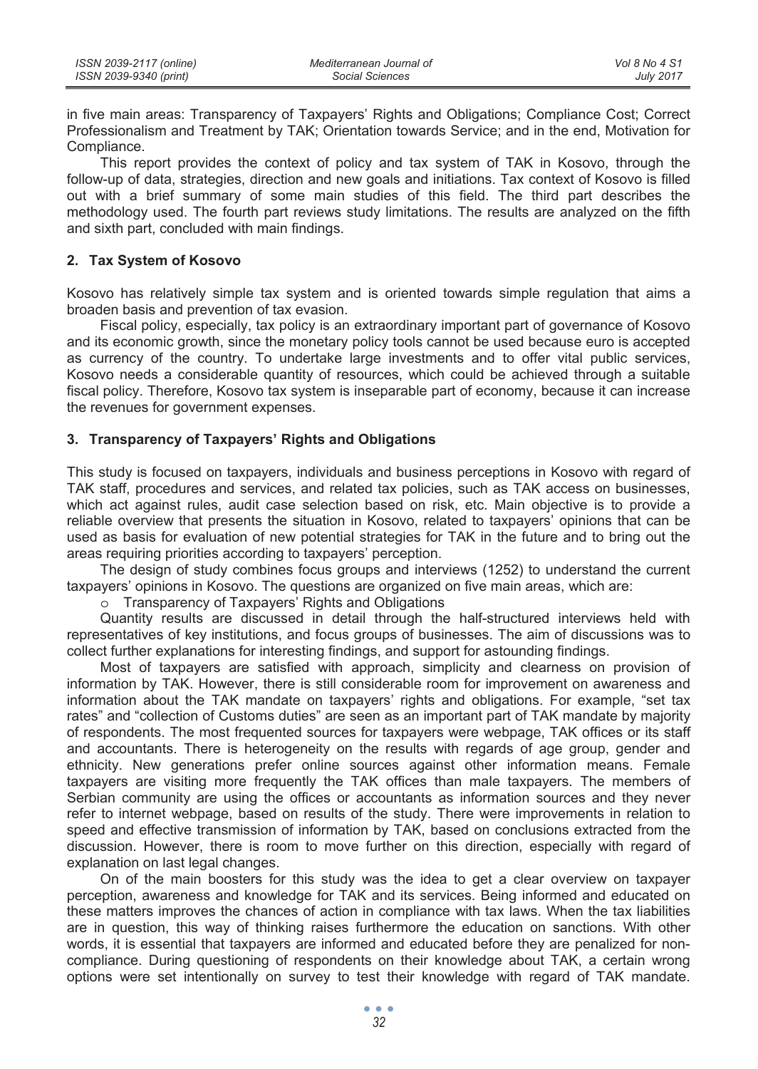in five main areas: Transparency of Taxpayers' Rights and Obligations; Compliance Cost; Correct Professionalism and Treatment by TAK; Orientation towards Service; and in the end, Motivation for Compliance.

This report provides the context of policy and tax system of TAK in Kosovo, through the follow-up of data, strategies, direction and new goals and initiations. Tax context of Kosovo is filled out with a brief summary of some main studies of this field. The third part describes the methodology used. The fourth part reviews study limitations. The results are analyzed on the fifth and sixth part, concluded with main findings.

## 2. Tax System of Kosovo

Kosovo has relatively simple tax system and is oriented towards simple regulation that aims a broaden basis and prevention of tax evasion.

Fiscal policy, especially, tax policy is an extraordinary important part of governance of Kosovo and its economic growth, since the monetary policy tools cannot be used because euro is accepted as currency of the country. To undertake large investments and to offer vital public services, Kosovo needs a considerable quantity of resources, which could be achieved through a suitable fiscal policy. Therefore, Kosovo tax system is inseparable part of economy, because it can increase the revenues for government expenses.

## 3. Transparency of Taxpayers' Rights and Obligations

This study is focused on taxpayers, individuals and business perceptions in Kosovo with regard of TAK staff, procedures and services, and related tax policies, such as TAK access on businesses, which act against rules, audit case selection based on risk, etc. Main objective is to provide a reliable overview that presents the situation in Kosovo, related to taxpayers' opinions that can be used as basis for evaluation of new potential strategies for TAK in the future and to bring out the areas requiring priorities according to taxpayers' perception.

The design of study combines focus groups and interviews (1252) to understand the current taxpayers' opinions in Kosovo. The questions are organized on five main areas, which are:

- Transparency of Taxpayers' Rights and Obligations

Quantity results are discussed in detail through the half-structured interviews held with representatives of key institutions, and focus groups of businesses. The aim of discussions was to collect further explanations for interesting findings, and support for astounding findings.

Most of taxpayers are satisfied with approach, simplicity and clearness on provision of information by TAK. However, there is still considerable room for improvement on awareness and information about the TAK mandate on taxpayers' rights and obligations. For example, "set tax rates" and "collection of Customs duties" are seen as an important part of TAK mandate by majority of respondents. The most frequented sources for taxpayers were webpage, TAK offices or its staff and accountants. There is heterogeneity on the results with regards of age group, gender and ethnicity. New generations prefer online sources against other information means. Female taxpayers are visiting more frequently the TAK offices than male taxpayers. The members of Serbian community are using the offices or accountants as information sources and they never refer to internet webpage, based on results of the study. There were improvements in relation to speed and effective transmission of information by TAK, based on conclusions extracted from the discussion. However, there is room to move further on this direction, especially with regard of explanation on last legal changes.

On of the main boosters for this study was the idea to get a clear overview on taxpayer perception, awareness and knowledge for TAK and its services. Being informed and educated on these matters improves the chances of action in compliance with tax laws. When the tax liabilities are in question, this way of thinking raises furthermore the education on sanctions. With other words, it is essential that taxpayers are informed and educated before they are penalized for non-compliance. During questioning of respondents on their knowledge about TAK, a certain wrong options were set intentionally on survey to test their knowledge with regard of TAK mandate.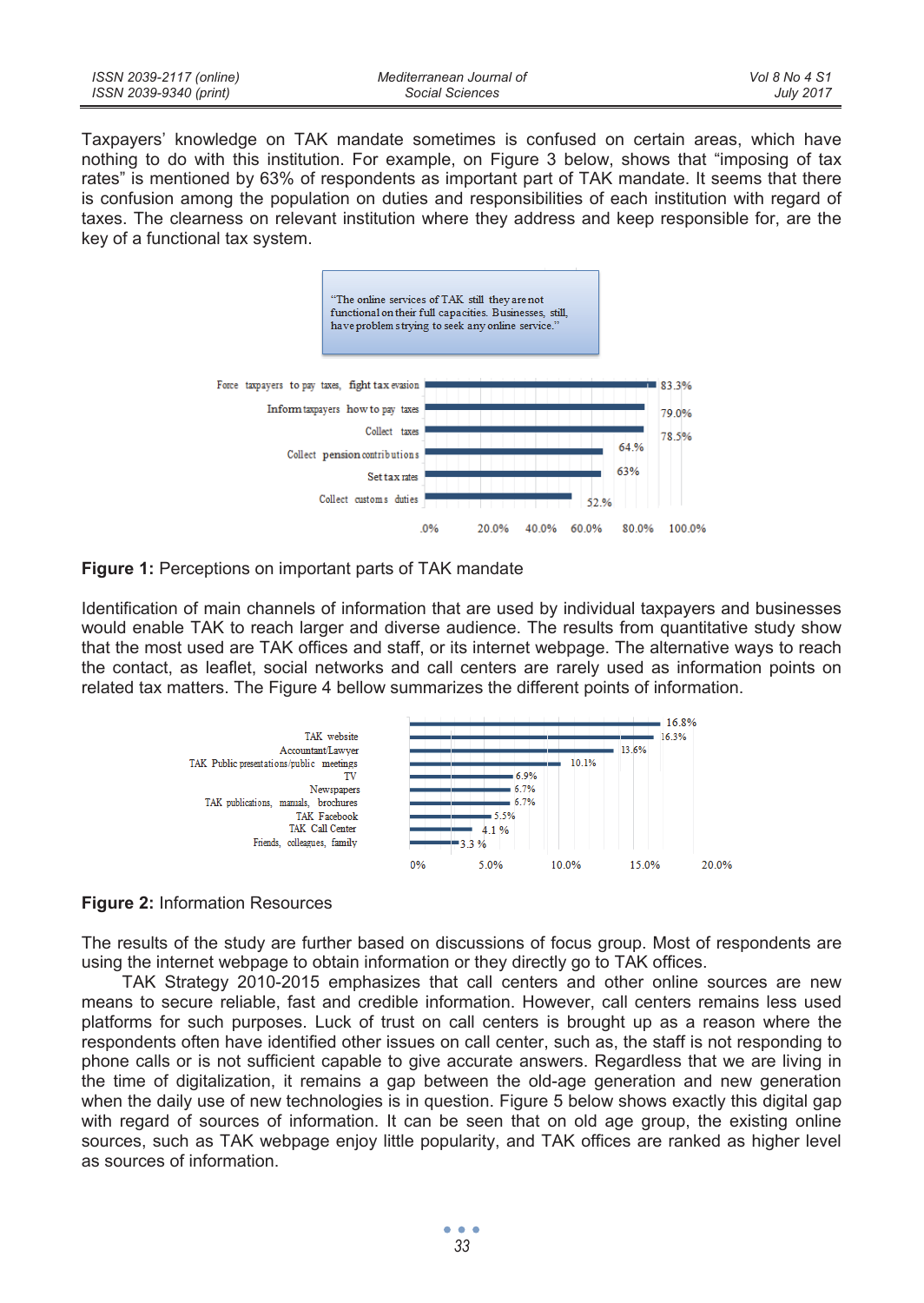Taxpayers' knowledge on TAK mandate sometimes is confused on certain areas, which have nothing to do with this institution. For example, on Figure 3 below, shows that "imposing of tax rates" is mentioned by 63% of respondents as important part of TAK mandate. It seems that there is confusion among the population on duties and responsibilities of each institution with regard of taxes. The clearness on relevant institution where they address and keep responsible for, are the key of a functional tax system.

"The online services of TAK still they are not functional on their full capacities. Businesses, still, have problem strying to seek any online service."

| Item | % |
|---|---|
| Force taxpayers to pay taxes, fight tax evasion | 83.3% |
| Inform taxpayers how to pay taxes | 79.0% |
| Collect taxes | 78.5% |
| Collect pension contributions | 64.% |
| Set tax rates | 63% |
| Collect customs duties | 52.% |

**Figure 1:** Perceptions on important parts of TAK mandate

Identification of main channels of information that are used by individual taxpayers and businesses would enable TAK to reach larger and diverse audience. The results from quantitative study show that the most used are TAK offices and staff, or its internet webpage. The alternative ways to reach the contact, as leaflet, social networks and call centers are rarely used as information points on related tax matters. The Figure 4 bellow summarizes the different points of information.

| Source | % |
|---|---|
| | 16.8% |
| TAK website | 16.3% |
| Accountant/Lawyer | 13.6% |
| TAK Public presentations/public meetings | 10.1% |
| TV | 6.9% |
| Newspapers | 6.7% |
| TAK publications, manuals, brochures | 6.7% |
| TAK Facebook | 5.5% |
| TAK Call Center | 4.1 % |
| Friends, colleagues, family | 3.3 % |

**Figure 2:** Information Resources

The results of the study are further based on discussions of focus group. Most of respondents are using the internet webpage to obtain information or they directly go to TAK offices.

TAK Strategy 2010-2015 emphasizes that call centers and other online sources are new means to secure reliable, fast and credible information. However, call centers remains less used platforms for such purposes. Luck of trust on call centers is brought up as a reason where the respondents often have identified other issues on call center, such as, the staff is not responding to phone calls or is not sufficient capable to give accurate answers. Regardless that we are living in the time of digitalization, it remains a gap between the old-age generation and new generation when the daily use of new technologies is in question. Figure 5 below shows exactly this digital gap with regard of sources of information. It can be seen that on old age group, the existing online sources, such as TAK webpage enjoy little popularity, and TAK offices are ranked as higher level as sources of information.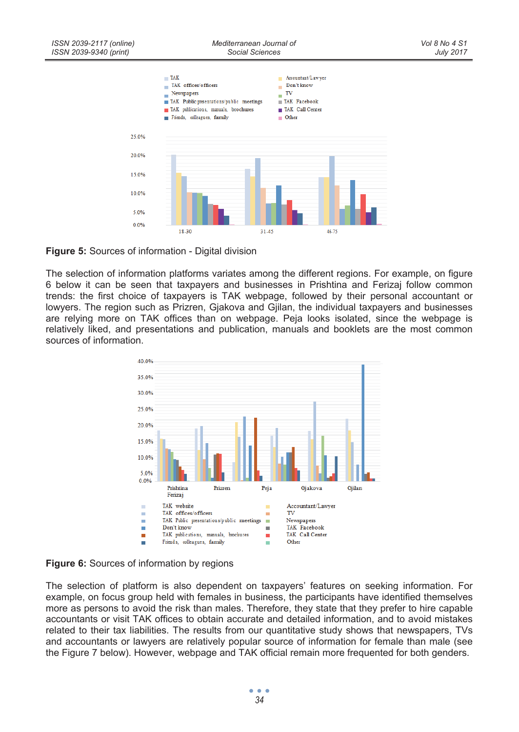**Figure 5:** Sources of information - Digital division

The selection of information platforms variates among the different regions. For example, on figure 6 below it can be seen that taxpayers and businesses in Prishtina and Ferizaj follow common trends: the first choice of taxpayers is TAK webpage, followed by their personal accountant or lowyers. The region such as Prizren, Gjakova and Gjilan, the individual taxpayers and businesses are relying more on TAK offices than on webpage. Peja looks isolated, since the webpage is relatively liked, and presentations and publication, manuals and booklets are the most common sources of information.

**Figure 6:** Sources of information by regions

The selection of platform is also dependent on taxpayers' features on seeking information. For example, on focus group held with females in business, the participants have identified themselves more as persons to avoid the risk than males. Therefore, they state that they prefer to hire capable accountants or visit TAK offices to obtain accurate and detailed information, and to avoid mistakes related to their tax liabilities. The results from our quantitative study shows that newspapers, TVs and accountants or lawyers are relatively popular source of information for female than male (see the Figure 7 below). However, webpage and TAK official remain more frequented for both genders.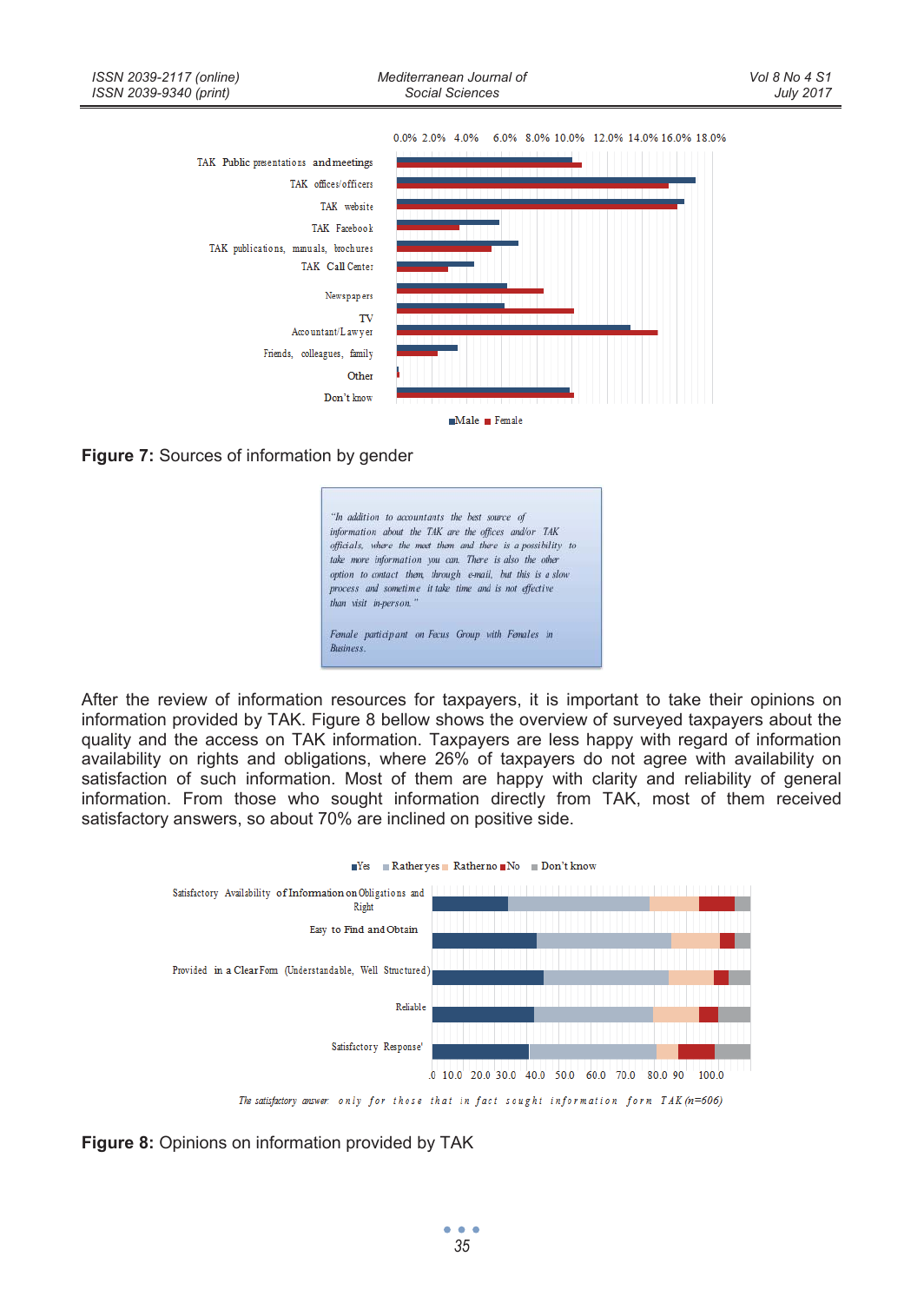**Figure 7:** Sources of information by gender

> *"In addition to accountants the best source of information about the TAK are the offices and/or TAK officials, where the meet them and there is a possibility to take more information you can. There is also the other option to contact them, through e-mail, but this is a slow process and sometime it take time and is not effective than visit in-person."*
>
> *Female participant on Focus Group with Females in Business.*

After the review of information resources for taxpayers, it is important to take their opinions on information provided by TAK. Figure 8 bellow shows the overview of surveyed taxpayers about the quality and the access on TAK information. Taxpayers are less happy with regard of information availability on rights and obligations, where 26% of taxpayers do not agree with availability on satisfaction of such information. Most of them are happy with clarity and reliability of general information. From those who sought information directly from TAK, most of them received satisfactory answers, so about 70% are inclined on positive side.

*The satisfactory answer: only for those that in fact sought information form TAK (n=606)*

**Figure 8:** Opinions on information provided by TAK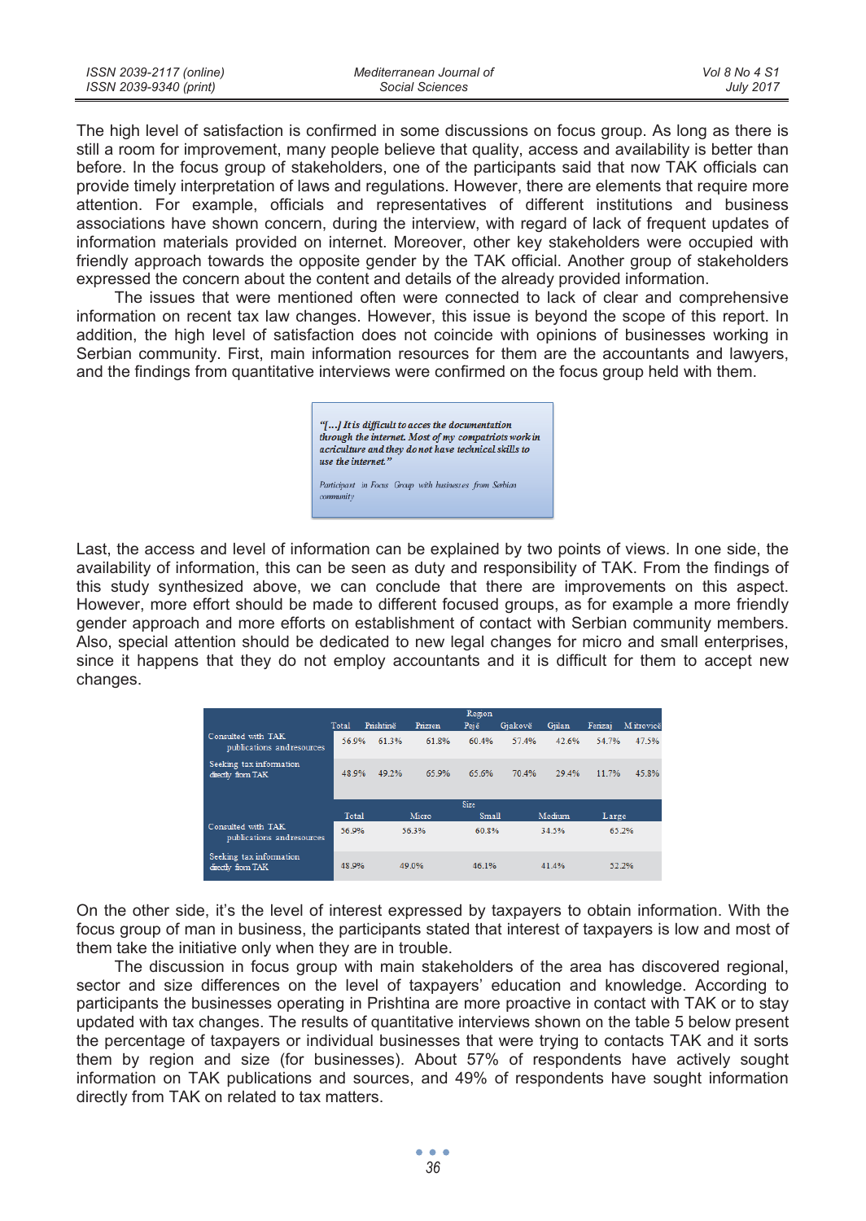The high level of satisfaction is confirmed in some discussions on focus group. As long as there is still a room for improvement, many people believe that quality, access and availability is better than before. In the focus group of stakeholders, one of the participants said that now TAK officials can provide timely interpretation of laws and regulations. However, there are elements that require more attention. For example, officials and representatives of different institutions and business associations have shown concern, during the interview, with regard of lack of frequent updates of information materials provided on internet. Moreover, other key stakeholders were occupied with friendly approach towards the opposite gender by the TAK official. Another group of stakeholders expressed the concern about the content and details of the already provided information.

The issues that were mentioned often were connected to lack of clear and comprehensive information on recent tax law changes. However, this issue is beyond the scope of this report. In addition, the high level of satisfaction does not coincide with opinions of businesses working in Serbian community. First, main information resources for them are the accountants and lawyers, and the findings from quantitative interviews were confirmed on the focus group held with them.

> *"[...] It is difficult to acces the documentation through the internet. Most of my compatriots work in acriculture and they do not have technical skills to use the internet."*
>
> Participant in Focus Group with businesses from Serbian community

Last, the access and level of information can be explained by two points of views. In one side, the availability of information, this can be seen as duty and responsibility of TAK. From the findings of this study synthesized above, we can conclude that there are improvements on this aspect. However, more effort should be made to different focused groups, as for example a more friendly gender approach and more efforts on establishment of contact with Serbian community members. Also, special attention should be dedicated to new legal changes for micro and small enterprises, since it happens that they do not employ accountants and it is difficult for them to accept new changes.

| | | Region | | | | | | |
|---|---|---|---|---|---|---|---|---|
| | Total | Prishtinë | Prizren | Pejë | Gjakovë | Gjilan | Ferizaj | Mitrovicë |
| Consulted with TAK publications and resources | 56.9% | 61.3% | 61.8% | 60.4% | 57.4% | 42.6% | 54.7% | 47.5% |
| Seeking tax information directly from TAK | 48.9% | 49.2% | 65.9% | 65.6% | 70.4% | 29.4% | 11.7% | 45.8% |

| | | Size | | | |
|---|---|---|---|---|---|
| | Total | Micro | Small | Medium | Large |
| Consulted with TAK publications and resources | 56.9% | 56.3% | 60.8% | 34.5% | 65.2% |
| Seeking tax information directly from TAK | 48.9% | 49.0% | 46.1% | 41.4% | 52.2% |

On the other side, it's the level of interest expressed by taxpayers to obtain information. With the focus group of man in business, the participants stated that interest of taxpayers is low and most of them take the initiative only when they are in trouble.

The discussion in focus group with main stakeholders of the area has discovered regional, sector and size differences on the level of taxpayers' education and knowledge. According to participants the businesses operating in Prishtina are more proactive in contact with TAK or to stay updated with tax changes. The results of quantitative interviews shown on the table 5 below present the percentage of taxpayers or individual businesses that were trying to contacts TAK and it sorts them by region and size (for businesses). About 57% of respondents have actively sought information on TAK publications and sources, and 49% of respondents have sought information directly from TAK on related to tax matters.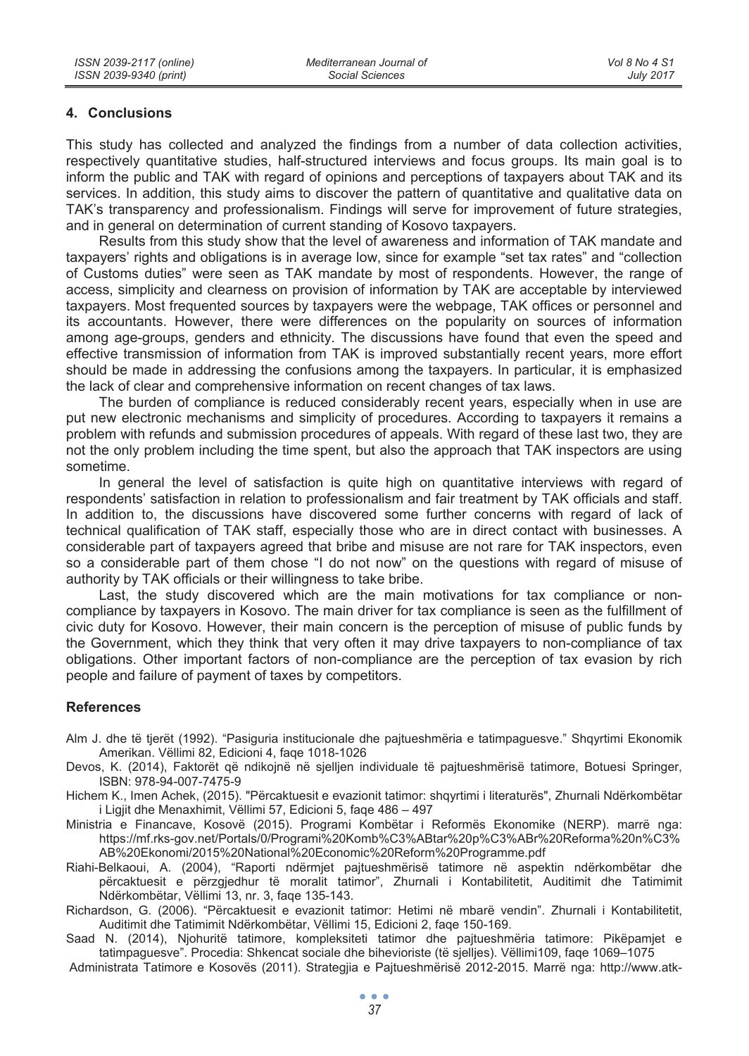## 4. Conclusions

This study has collected and analyzed the findings from a number of data collection activities, respectively quantitative studies, half-structured interviews and focus groups. Its main goal is to inform the public and TAK with regard of opinions and perceptions of taxpayers about TAK and its services. In addition, this study aims to discover the pattern of quantitative and qualitative data on TAK's transparency and professionalism. Findings will serve for improvement of future strategies, and in general on determination of current standing of Kosovo taxpayers.

Results from this study show that the level of awareness and information of TAK mandate and taxpayers' rights and obligations is in average low, since for example "set tax rates" and "collection of Customs duties" were seen as TAK mandate by most of respondents. However, the range of access, simplicity and clearness on provision of information by TAK are acceptable by interviewed taxpayers. Most frequented sources by taxpayers were the webpage, TAK offices or personnel and its accountants. However, there were differences on the popularity on sources of information among age-groups, genders and ethnicity. The discussions have found that even the speed and effective transmission of information from TAK is improved substantially recent years, more effort should be made in addressing the confusions among the taxpayers. In particular, it is emphasized the lack of clear and comprehensive information on recent changes of tax laws.

The burden of compliance is reduced considerably recent years, especially when in use are put new electronic mechanisms and simplicity of procedures. According to taxpayers it remains a problem with refunds and submission procedures of appeals. With regard of these last two, they are not the only problem including the time spent, but also the approach that TAK inspectors are using sometime.

In general the level of satisfaction is quite high on quantitative interviews with regard of respondents' satisfaction in relation to professionalism and fair treatment by TAK officials and staff. In addition to, the discussions have discovered some further concerns with regard of lack of technical qualification of TAK staff, especially those who are in direct contact with businesses. A considerable part of taxpayers agreed that bribe and misuse are not rare for TAK inspectors, even so a considerable part of them chose "I do not now" on the questions with regard of misuse of authority by TAK officials or their willingness to take bribe.

Last, the study discovered which are the main motivations for tax compliance or non-compliance by taxpayers in Kosovo. The main driver for tax compliance is seen as the fulfillment of civic duty for Kosovo. However, their main concern is the perception of misuse of public funds by the Government, which they think that very often it may drive taxpayers to non-compliance of tax obligations. Other important factors of non-compliance are the perception of tax evasion by rich people and failure of payment of taxes by competitors.

## References

Alm J. dhe të tjerët (1992). "Pasiguria institucionale dhe pajtueshmëria e tatimpaguesve." Shqyrtimi Ekonomik Amerikan. Vëllimi 82, Edicioni 4, faqe 1018-1026

Devos, K. (2014), Faktorët që ndikojnë në sjelljen individuale të pajtueshmërisë tatimore, Botuesi Springer, ISBN: 978-94-007-7475-9

Hichem K., Imen Achek, (2015). "Përcaktuesit e evazionit tatimor: shqyrtimi i literaturës", Zhurnali Ndërkombëtar i Ligjit dhe Menaxhimit, Vëllimi 57, Edicioni 5, faqe 486 – 497

Ministria e Financave, Kosovë (2015). Programi Kombëtar i Reformës Ekonomike (NERP). marrë nga: https://mf.rks-gov.net/Portals/0/Programi%20Komb%C3%ABtar%20p%C3%ABr%20Reforma%20n%C3%AB%20Ekonomi/2015%20National%20Economic%20Reform%20Programme.pdf

Riahi-Belkaoui, A. (2004), "Raporti ndërmjet pajtueshmërisë tatimore në aspektin ndërkombëtar dhe përcaktuesit e përzgjedhur të moralit tatimor", Zhurnali i Kontabilitetit, Auditimit dhe Tatimimit Ndërkombëtar, Vëllimi 13, nr. 3, faqe 135-143.

Richardson, G. (2006). "Përcaktuesit e evazionit tatimor: Hetimi në mbarë vendin". Zhurnali i Kontabilitetit, Auditimit dhe Tatimimit Ndërkombëtar, Vëllimi 15, Edicioni 2, faqe 150-169.

Saad N. (2014), Njohuritë tatimore, kompleksiteti tatimor dhe pajtueshmëria tatimore: Pikëpamjet e tatimpaguesve". Procedia: Shkencat sociale dhe bihevioriste (të sjelljes). Vëllimi109, faqe 1069–1075

Administrata Tatimore e Kosovës (2011). Strategjia e Pajtueshmërisë 2012-2015. Marrë nga: http://www.atk-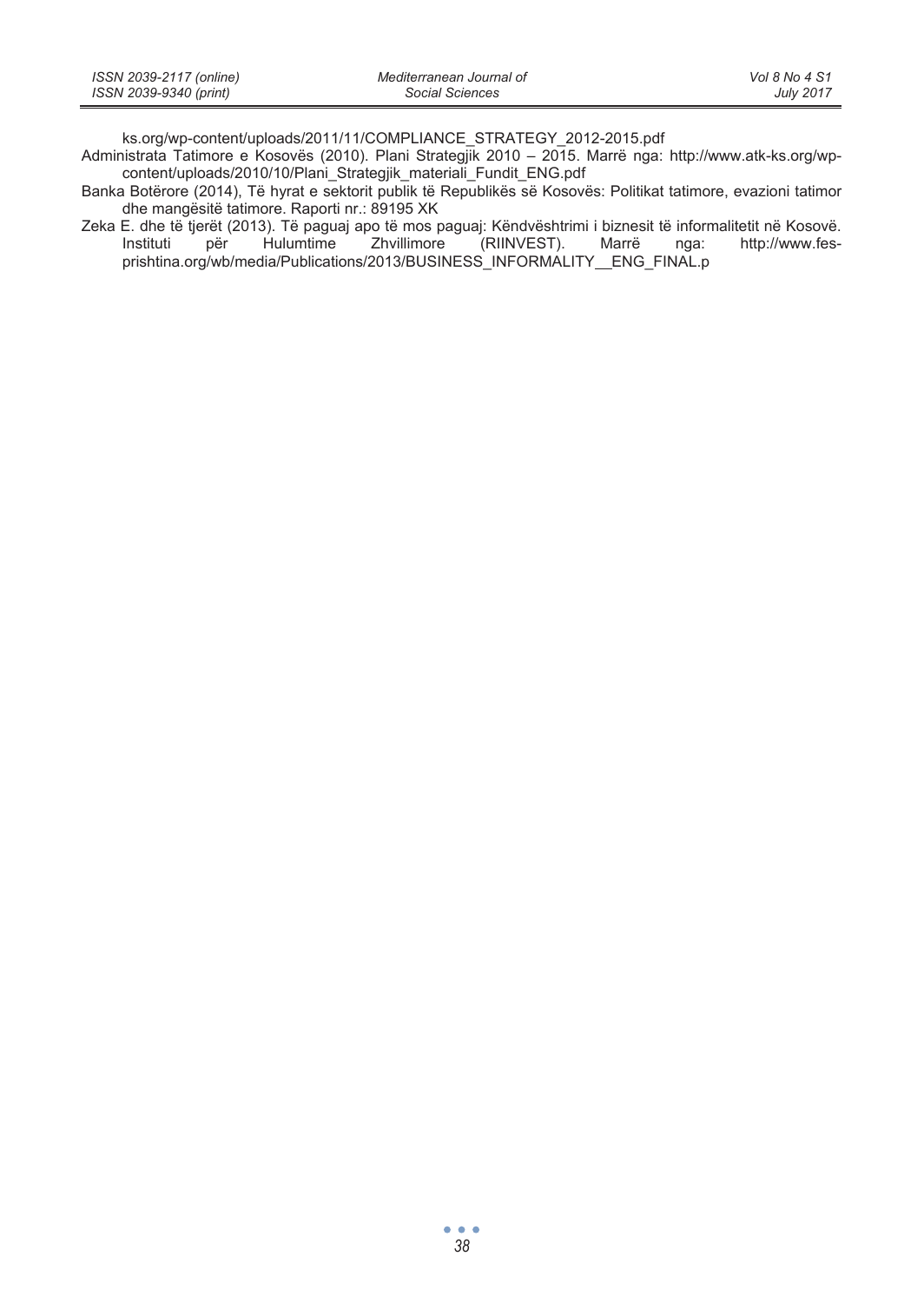ks.org/wp-content/uploads/2011/11/COMPLIANCE_STRATEGY_2012-2015.pdf

Administrata Tatimore e Kosovës (2010). Plani Strategjik 2010 – 2015. Marrë nga: http://www.atk-ks.org/wp-content/uploads/2010/10/Plani_Strategjik_materiali_Fundit_ENG.pdf

Banka Botërore (2014), Të hyrat e sektorit publik të Republikës së Kosovës: Politikat tatimore, evazioni tatimor dhe mangësitë tatimore. Raporti nr.: 89195 XK

Zeka E. dhe të tjerët (2013). Të paguaj apo të mos paguaj: Këndvështrimi i biznesit të informalitetit në Kosovë. Instituti për Hulumtime Zhvillimore (RIINVEST). Marrë nga: http://www.fes-prishtina.org/wb/media/Publications/2013/BUSINESS_INFORMALITY__ENG_FINAL.p